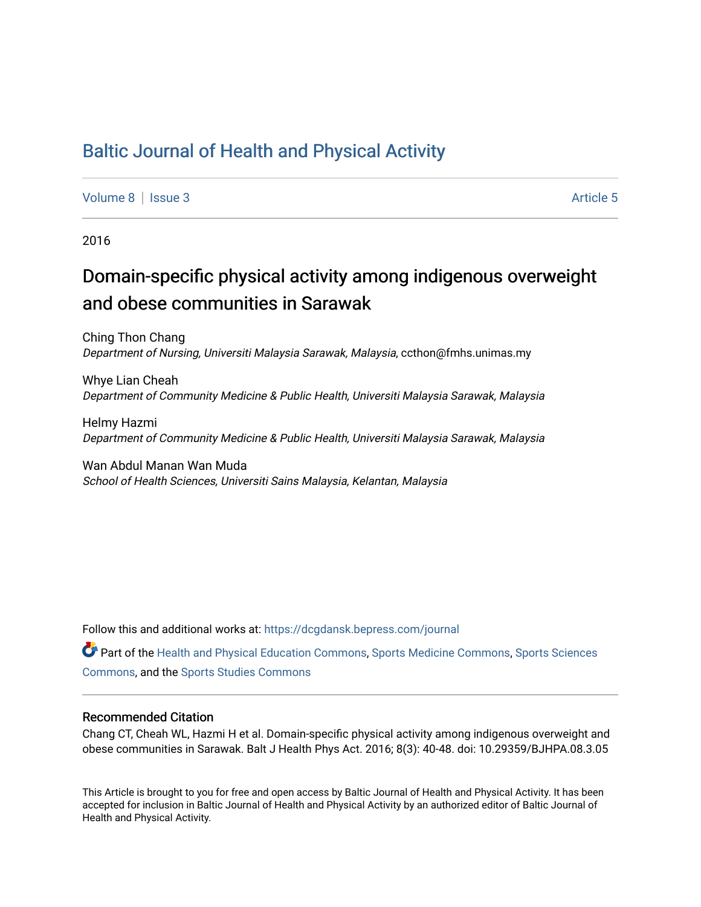# Baltic Journal of Health and Physical Activity

Volume 8 | Issue 3 Article 5

2016

## Domain-specific physical activity among indigenous overweight and obese communities in Sarawak

Ching Thon Chang
*Department of Nursing, Universiti Malaysia Sarawak, Malaysia*, ccthon@fmhs.unimas.my

Whye Lian Cheah
*Department of Community Medicine & Public Health, Universiti Malaysia Sarawak, Malaysia*

Helmy Hazmi
*Department of Community Medicine & Public Health, Universiti Malaysia Sarawak, Malaysia*

Wan Abdul Manan Wan Muda
*School of Health Sciences, Universiti Sains Malaysia, Kelantan, Malaysia*

Follow this and additional works at: https://dcgdansk.bepress.com/journal

Part of the Health and Physical Education Commons, Sports Medicine Commons, Sports Sciences Commons, and the Sports Studies Commons

### Recommended Citation

Chang CT, Cheah WL, Hazmi H et al. Domain-specific physical activity among indigenous overweight and obese communities in Sarawak. Balt J Health Phys Act. 2016; 8(3): 40-48. doi: 10.29359/BJHPA.08.3.05

This Article is brought to you for free and open access by Baltic Journal of Health and Physical Activity. It has been accepted for inclusion in Baltic Journal of Health and Physical Activity by an authorized editor of Baltic Journal of Health and Physical Activity.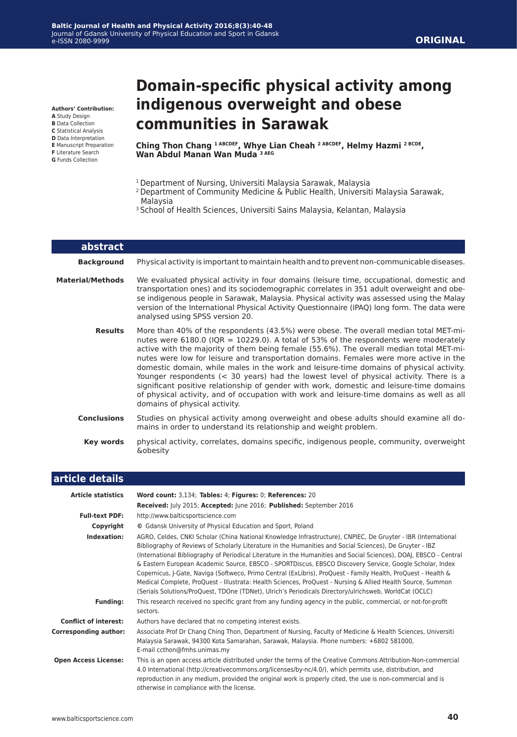**Authors' Contribution:**
**A** Study Design
**B** Data Collection
**C** Statistical Analysis
**D** Data Interpretation
**E** Manuscript Preparation
**F** Literature Search
**G** Funds Collection

ORIGINAL

# Domain-specific physical activity among indigenous overweight and obese communities in Sarawak

**Ching Thon Chang [1 ABCDEF], Whye Lian Cheah [2 ABCDEF], Helmy Hazmi [2 BCDE], Wan Abdul Manan Wan Muda [3 AEG]**

[1] Department of Nursing, Universiti Malaysia Sarawak, Malaysia
[2] Department of Community Medicine & Public Health, Universiti Malaysia Sarawak, Malaysia
[3] School of Health Sciences, Universiti Sains Malaysia, Kelantan, Malaysia

## abstract

**Background**
Physical activity is important to maintain health and to prevent non-communicable diseases.

**Material/Methods**
We evaluated physical activity in four domains (leisure time, occupational, domestic and transportation ones) and its sociodemographic correlates in 351 adult overweight and obese indigenous people in Sarawak, Malaysia. Physical activity was assessed using the Malay version of the International Physical Activity Questionnaire (IPAQ) long form. The data were analysed using SPSS version 20.

**Results**
More than 40% of the respondents (43.5%) were obese. The overall median total MET-minutes were 6180.0 (IQR = 10229.0). A total of 53% of the respondents were moderately active with the majority of them being female (55.6%). The overall median total MET-minutes were low for leisure and transportation domains. Females were more active in the domestic domain, while males in the work and leisure-time domains of physical activity. Younger respondents (< 30 years) had the lowest level of physical activity. There is a significant positive relationship of gender with work, domestic and leisure-time domains of physical activity, and of occupation with work and leisure-time domains as well as all domains of physical activity.

**Conclusions**
Studies on physical activity among overweight and obese adults should examine all domains in order to understand its relationship and weight problem.

**Key words**
physical activity, correlates, domains specific, indigenous people, community, overweight &obesity

## article details

**Article statistics**
**Word count:** 3,134; **Tables:** 4; **Figures:** 0; **References:** 20
**Received:** July 2015; **Accepted:** June 2016; **Published:** September 2016

**Full-text PDF:**
http://www.balticsportscience.com

**Copyright**
© Gdansk University of Physical Education and Sport, Poland

**Indexation:**
AGRO, Celdes, CNKI Scholar (China National Knowledge Infrastructure), CNPIEC, De Gruyter - IBR (International Bibliography of Reviews of Scholarly Literature in the Humanities and Social Sciences), De Gruyter - IBZ (International Bibliography of Periodical Literature in the Humanities and Social Sciences), DOAJ, EBSCO - Central & Eastern European Academic Source, EBSCO - SPORTDiscus, EBSCO Discovery Service, Google Scholar, Index Copernicus, J-Gate, Naviga (Softweco, Primo Central (ExLibris), ProQuest - Family Health, ProQuest - Health & Medical Complete, ProQuest - Illustrata: Health Sciences, ProQuest - Nursing & Allied Health Source, Summon (Serials Solutions/ProQuest, TDOne (TDNet), Ulrich's Periodicals Directory/ulrichsweb, WorldCat (OCLC)

**Funding:**
This research received no specific grant from any funding agency in the public, commercial, or not-for-profit sectors.

**Conflict of interest:**
Authors have declared that no competing interest exists.

**Corresponding author:**
Associate Prof Dr Chang Ching Thon, Department of Nursing, Faculty of Medicine & Health Sciences, Universiti Malaysia Sarawak, 94300 Kota Samarahan, Sarawak, Malaysia. Phone numbers: +6802 581000, E-mail ccthon@fmhs.unimas.my

**Open Access License:**
This is an open access article distributed under the terms of the Creative Commons Attribution-Non-commercial 4.0 International (http://creativecommons.org/licenses/by-nc/4.0/), which permits use, distribution, and reproduction in any medium, provided the original work is properly cited, the use is non-commercial and is otherwise in compliance with the license.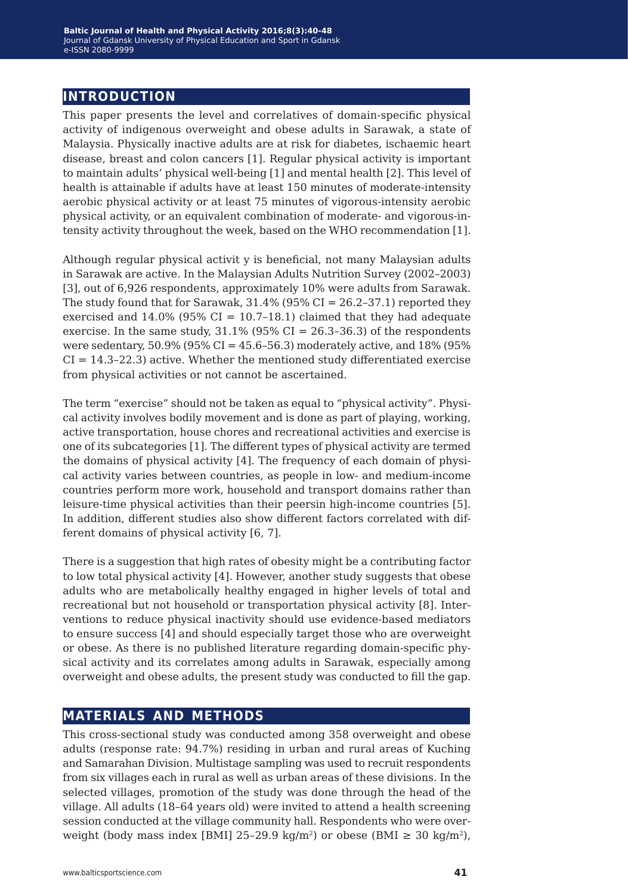## INTRODUCTION

This paper presents the level and correlatives of domain-specific physical activity of indigenous overweight and obese adults in Sarawak, a state of Malaysia. Physically inactive adults are at risk for diabetes, ischaemic heart disease, breast and colon cancers [1]. Regular physical activity is important to maintain adults' physical well-being [1] and mental health [2]. This level of health is attainable if adults have at least 150 minutes of moderate-intensity aerobic physical activity or at least 75 minutes of vigorous-intensity aerobic physical activity, or an equivalent combination of moderate- and vigorous-intensity activity throughout the week, based on the WHO recommendation [1].

Although regular physical activit y is beneficial, not many Malaysian adults in Sarawak are active. In the Malaysian Adults Nutrition Survey (2002–2003) [3], out of 6,926 respondents, approximately 10% were adults from Sarawak. The study found that for Sarawak, 31.4% (95% CI = 26.2–37.1) reported they exercised and 14.0% (95% CI = 10.7–18.1) claimed that they had adequate exercise. In the same study, 31.1% (95% CI = 26.3–36.3) of the respondents were sedentary, 50.9% (95% CI = 45.6–56.3) moderately active, and 18% (95% CI = 14.3–22.3) active. Whether the mentioned study differentiated exercise from physical activities or not cannot be ascertained.

The term "exercise" should not be taken as equal to "physical activity". Physical activity involves bodily movement and is done as part of playing, working, active transportation, house chores and recreational activities and exercise is one of its subcategories [1]. The different types of physical activity are termed the domains of physical activity [4]. The frequency of each domain of physical activity varies between countries, as people in low- and medium-income countries perform more work, household and transport domains rather than leisure-time physical activities than their peersin high-income countries [5]. In addition, different studies also show different factors correlated with different domains of physical activity [6, 7].

There is a suggestion that high rates of obesity might be a contributing factor to low total physical activity [4]. However, another study suggests that obese adults who are metabolically healthy engaged in higher levels of total and recreational but not household or transportation physical activity [8]. Interventions to reduce physical inactivity should use evidence-based mediators to ensure success [4] and should especially target those who are overweight or obese. As there is no published literature regarding domain-specific physical activity and its correlates among adults in Sarawak, especially among overweight and obese adults, the present study was conducted to fill the gap.

## MATERIALS AND METHODS

This cross-sectional study was conducted among 358 overweight and obese adults (response rate: 94.7%) residing in urban and rural areas of Kuching and Samarahan Division. Multistage sampling was used to recruit respondents from six villages each in rural as well as urban areas of these divisions. In the selected villages, promotion of the study was done through the head of the village. All adults (18–64 years old) were invited to attend a health screening session conducted at the village community hall. Respondents who were overweight (body mass index [BMI] 25–29.9 kg/m$^2$) or obese (BMI ≥ 30 kg/m$^2$),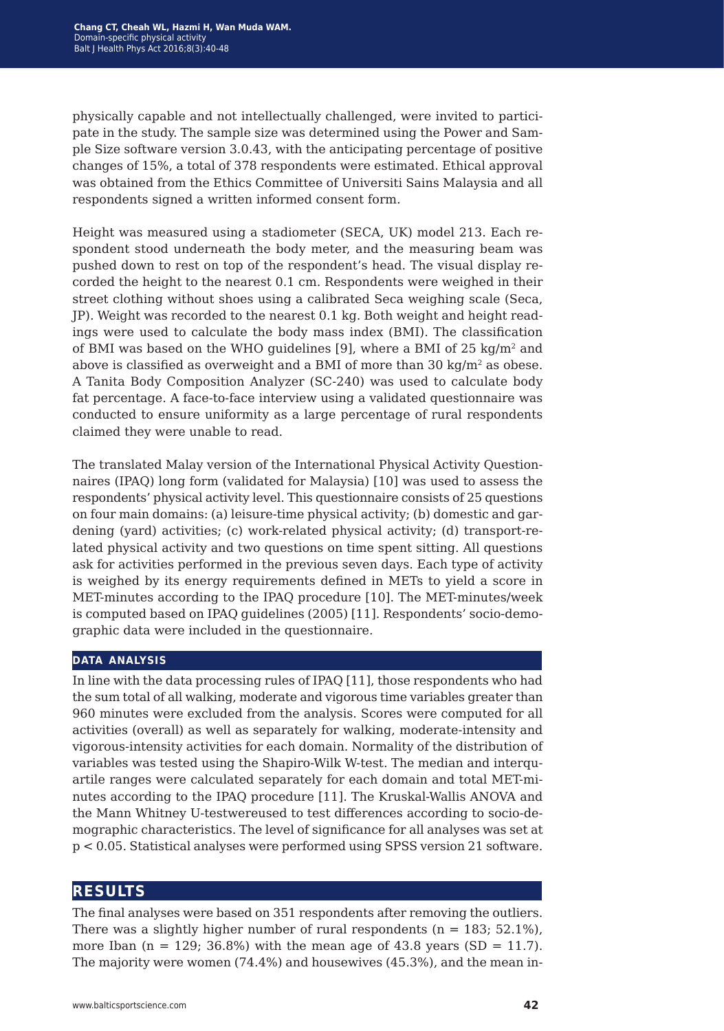physically capable and not intellectually challenged, were invited to participate in the study. The sample size was determined using the Power and Sample Size software version 3.0.43, with the anticipating percentage of positive changes of 15%, a total of 378 respondents were estimated. Ethical approval was obtained from the Ethics Committee of Universiti Sains Malaysia and all respondents signed a written informed consent form.

Height was measured using a stadiometer (SECA, UK) model 213. Each respondent stood underneath the body meter, and the measuring beam was pushed down to rest on top of the respondent's head. The visual display recorded the height to the nearest 0.1 cm. Respondents were weighed in their street clothing without shoes using a calibrated Seca weighing scale (Seca, JP). Weight was recorded to the nearest 0.1 kg. Both weight and height readings were used to calculate the body mass index (BMI). The classification of BMI was based on the WHO guidelines [9], where a BMI of 25 $kg/m^2$ and above is classified as overweight and a BMI of more than 30 $kg/m^2$ as obese. A Tanita Body Composition Analyzer (SC-240) was used to calculate body fat percentage. A face-to-face interview using a validated questionnaire was conducted to ensure uniformity as a large percentage of rural respondents claimed they were unable to read.

The translated Malay version of the International Physical Activity Questionnaires (IPAQ) long form (validated for Malaysia) [10] was used to assess the respondents' physical activity level. This questionnaire consists of 25 questions on four main domains: (a) leisure-time physical activity; (b) domestic and gardening (yard) activities; (c) work-related physical activity; (d) transport-related physical activity and two questions on time spent sitting. All questions ask for activities performed in the previous seven days. Each type of activity is weighed by its energy requirements defined in METs to yield a score in MET-minutes according to the IPAQ procedure [10]. The MET-minutes/week is computed based on IPAQ guidelines (2005) [11]. Respondents' socio-demographic data were included in the questionnaire.

### DATA ANALYSIS

In line with the data processing rules of IPAQ [11], those respondents who had the sum total of all walking, moderate and vigorous time variables greater than 960 minutes were excluded from the analysis. Scores were computed for all activities (overall) as well as separately for walking, moderate-intensity and vigorous-intensity activities for each domain. Normality of the distribution of variables was tested using the Shapiro-Wilk W-test. The median and interquartile ranges were calculated separately for each domain and total MET-minutes according to the IPAQ procedure [11]. The Kruskal-Wallis ANOVA and the Mann Whitney U-testwereused to test differences according to socio-demographic characteristics. The level of significance for all analyses was set at $p < 0.05$. Statistical analyses were performed using SPSS version 21 software.

## RESULTS

The final analyses were based on 351 respondents after removing the outliers. There was a slightly higher number of rural respondents (n = 183; 52.1%), more Iban (n = 129; 36.8%) with the mean age of 43.8 years (SD = 11.7). The majority were women (74.4%) and housewives (45.3%), and the mean in-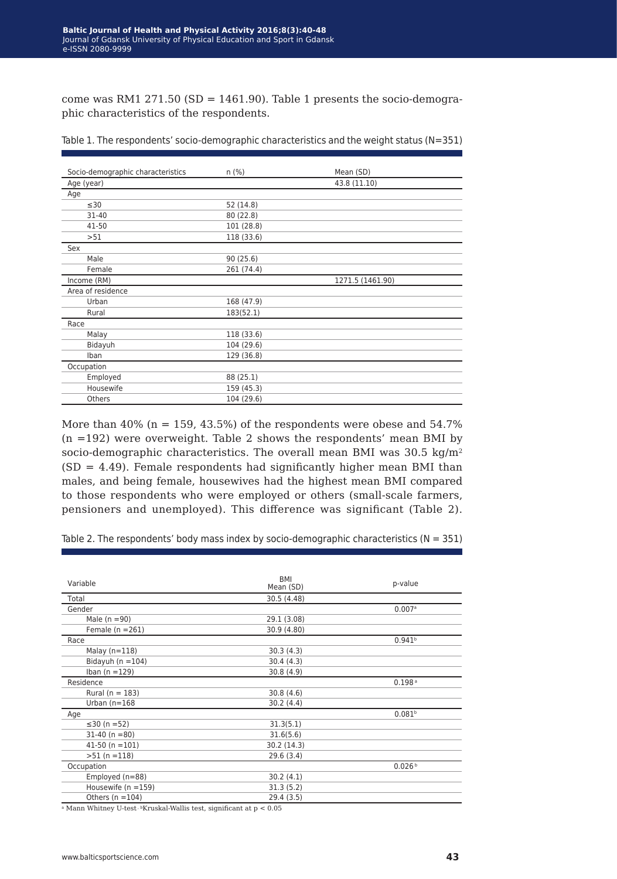come was RM1 271.50 (SD = 1461.90). Table 1 presents the socio-demographic characteristics of the respondents.

Table 1. The respondents' socio-demographic characteristics and the weight status (N=351)

| Socio-demographic characteristics | n (%) | Mean (SD) |
|---|---|---|
| Age (year) | | 43.8 (11.10) |
| Age | | |
| ≤30 | 52 (14.8) | |
| 31-40 | 80 (22.8) | |
| 41-50 | 101 (28.8) | |
| >51 | 118 (33.6) | |
| Sex | | |
| Male | 90 (25.6) | |
| Female | 261 (74.4) | |
| Income (RM) | | 1271.5 (1461.90) |
| Area of residence | | |
| Urban | 168 (47.9) | |
| Rural | 183(52.1) | |
| Race | | |
| Malay | 118 (33.6) | |
| Bidayuh | 104 (29.6) | |
| Iban | 129 (36.8) | |
| Occupation | | |
| Employed | 88 (25.1) | |
| Housewife | 159 (45.3) | |
| Others | 104 (29.6) | |

More than 40% (n = 159, 43.5%) of the respondents were obese and 54.7% (n =192) were overweight. Table 2 shows the respondents' mean BMI by socio-demographic characteristics. The overall mean BMI was 30.5 kg/m$^2$ (SD = 4.49). Female respondents had significantly higher mean BMI than males, and being female, housewives had the highest mean BMI compared to those respondents who were employed or others (small-scale farmers, pensioners and unemployed). This difference was significant (Table 2).

Table 2. The respondents' body mass index by socio-demographic characteristics (N = 351)

| Variable | BMI Mean (SD) | p-value |
|---|---|---|
| Total | 30.5 (4.48) | |
| Gender | | 0.007[a] |
| Male (n =90) | 29.1 (3.08) | |
| Female (n =261) | 30.9 (4.80) | |
| Race | | 0.941[b] |
| Malay (n=118) | 30.3 (4.3) | |
| Bidayuh (n =104) | 30.4 (4.3) | |
| Iban (n =129) | 30.8 (4.9) | |
| Residence | | 0.198[a] |
| Rural (n = 183) | 30.8 (4.6) | |
| Urban (n=168 | 30.2 (4.4) | |
| Age | | 0.081[b] |
| ≤30 (n =52) | 31.3(5.1) | |
| 31-40 (n =80) | 31.6(5.6) | |
| 41-50 (n =101) | 30.2 (14.3) | |
| >51 (n =118) | 29.6 (3.4) | |
| Occupation | | 0.026[b] |
| Employed (n=88) | 30.2 (4.1) | |
| Housewife (n =159) | 31.3 (5.2) | |
| Others (n =104) | 29.4 (3.5) | |

[a] Mann Whitney U-test · [b]Kruskal-Wallis test, significant at $p < 0.05$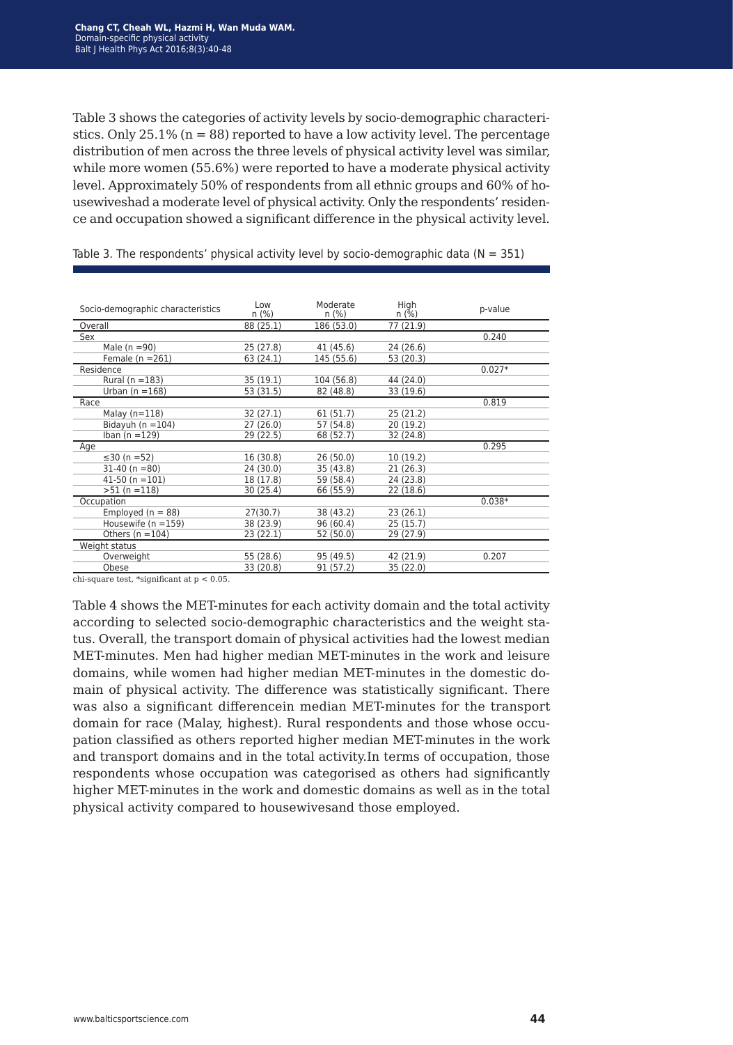Table 3 shows the categories of activity levels by socio-demographic characteristics. Only 25.1% (n = 88) reported to have a low activity level. The percentage distribution of men across the three levels of physical activity level was similar, while more women (55.6%) were reported to have a moderate physical activity level. Approximately 50% of respondents from all ethnic groups and 60% of housewiveshad a moderate level of physical activity. Only the respondents' residence and occupation showed a significant difference in the physical activity level.

Table 3. The respondents' physical activity level by socio-demographic data (N = 351)

| Socio-demographic characteristics | Low n (%) | Moderate n (%) | High n (%) | p-value |
|---|---|---|---|---|
| Overall | 88 (25.1) | 186 (53.0) | 77 (21.9) | |
| Sex | | | | 0.240 |
| Male (n =90) | 25 (27.8) | 41 (45.6) | 24 (26.6) | |
| Female (n =261) | 63 (24.1) | 145 (55.6) | 53 (20.3) | |
| Residence | | | | 0.027* |
| Rural (n =183) | 35 (19.1) | 104 (56.8) | 44 (24.0) | |
| Urban (n =168) | 53 (31.5) | 82 (48.8) | 33 (19.6) | |
| Race | | | | 0.819 |
| Malay (n=118) | 32 (27.1) | 61 (51.7) | 25 (21.2) | |
| Bidayuh (n =104) | 27 (26.0) | 57 (54.8) | 20 (19.2) | |
| Iban (n =129) | 29 (22.5) | 68 (52.7) | 32 (24.8) | |
| Age | | | | 0.295 |
| ≤30 (n =52) | 16 (30.8) | 26 (50.0) | 10 (19.2) | |
| 31-40 (n =80) | 24 (30.0) | 35 (43.8) | 21 (26.3) | |
| 41-50 (n =101) | 18 (17.8) | 59 (58.4) | 24 (23.8) | |
| >51 (n =118) | 30 (25.4) | 66 (55.9) | 22 (18.6) | |
| Occupation | | | | 0.038* |
| Employed (n = 88) | 27(30.7) | 38 (43.2) | 23 (26.1) | |
| Housewife (n =159) | 38 (23.9) | 96 (60.4) | 25 (15.7) | |
| Others (n =104) | 23 (22.1) | 52 (50.0) | 29 (27.9) | |
| Weight status | | | | |
| Overweight | 55 (28.6) | 95 (49.5) | 42 (21.9) | 0.207 |
| Obese | 33 (20.8) | 91 (57.2) | 35 (22.0) | |

chi-square test, *significant at $p < 0.05$.

Table 4 shows the MET-minutes for each activity domain and the total activity according to selected socio-demographic characteristics and the weight status. Overall, the transport domain of physical activities had the lowest median MET-minutes. Men had higher median MET-minutes in the work and leisure domains, while women had higher median MET-minutes in the domestic domain of physical activity. The difference was statistically significant. There was also a significant differencein median MET-minutes for the transport domain for race (Malay, highest). Rural respondents and those whose occupation classified as others reported higher median MET-minutes in the work and transport domains and in the total activity.In terms of occupation, those respondents whose occupation was categorised as others had significantly higher MET-minutes in the work and domestic domains as well as in the total physical activity compared to housewivesand those employed.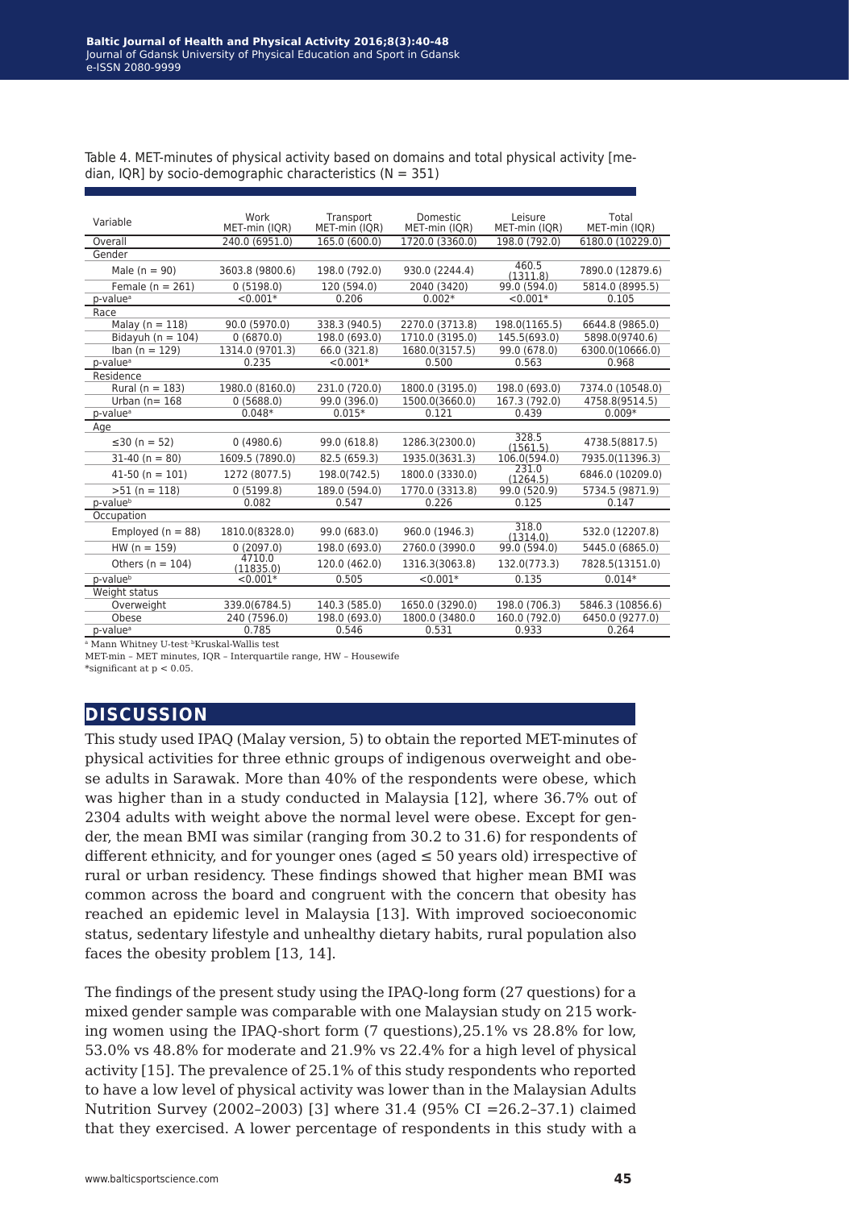Table 4. MET-minutes of physical activity based on domains and total physical activity [median, IQR] by socio-demographic characteristics (N = 351)

| Variable | Work MET-min (IQR) | Transport MET-min (IQR) | Domestic MET-min (IQR) | Leisure MET-min (IQR) | Total MET-min (IQR) |
|---|---|---|---|---|---|
| Overall | 240.0 (6951.0) | 165.0 (600.0) | 1720.0 (3360.0) | 198.0 (792.0) | 6180.0 (10229.0) |
| Gender | | | | | |
| Male (n = 90) | 3603.8 (9800.6) | 198.0 (792.0) | 930.0 (2244.4) | 460.5 (1311.8) | 7890.0 (12879.6) |
| Female (n = 261) | 0 (5198.0) | 120 (594.0) | 2040 (3420) | 99.0 (594.0) | 5814.0 (8995.5) |
| p-value[a] | <0.001* | 0.206 | 0.002* | <0.001* | 0.105 |
| Race | | | | | |
| Malay (n = 118) | 90.0 (5970.0) | 338.3 (940.5) | 2270.0 (3713.8) | 198.0(1165.5) | 6644.8 (9865.0) |
| Bidayuh (n = 104) | 0 (6870.0) | 198.0 (693.0) | 1710.0 (3195.0) | 145.5(693.0) | 5898.0(9740.6) |
| Iban (n = 129) | 1314.0 (9701.3) | 66.0 (321.8) | 1680.0(3157.5) | 99.0 (678.0) | 6300.0(10666.0) |
| p-value[a] | 0.235 | <0.001* | 0.500 | 0.563 | 0.968 |
| Residence | | | | | |
| Rural (n = 183) | 1980.0 (8160.0) | 231.0 (720.0) | 1800.0 (3195.0) | 198.0 (693.0) | 7374.0 (10548.0) |
| Urban (n= 168 | 0 (5688.0) | 99.0 (396.0) | 1500.0(3660.0) | 167.3 (792.0) | 4758.8(9514.5) |
| p-value[a] | 0.048* | 0.015* | 0.121 | 0.439 | 0.009* |
| Age | | | | | |
| ≤30 (n = 52) | 0 (4980.6) | 99.0 (618.8) | 1286.3(2300.0) | 328.5 (1561.5) | 4738.5(8817.5) |
| 31-40 (n = 80) | 1609.5 (7890.0) | 82.5 (659.3) | 1935.0(3631.3) | 106.0(594.0) | 7935.0(11396.3) |
| 41-50 (n = 101) | 1272 (8077.5) | 198.0(742.5) | 1800.0 (3330.0) | 231.0 (1264.5) | 6846.0 (10209.0) |
| >51 (n = 118) | 0 (5199.8) | 189.0 (594.0) | 1770.0 (3313.8) | 99.0 (520.9) | 5734.5 (9871.9) |
| p-value[b] | 0.082 | 0.547 | 0.226 | 0.125 | 0.147 |
| Occupation | | | | | |
| Employed (n = 88) | 1810.0(8328.0) | 99.0 (683.0) | 960.0 (1946.3) | 318.0 (1314.0) | 532.0 (12207.8) |
| HW (n = 159) | 0 (2097.0) | 198.0 (693.0) | 2760.0 (3990.0 | 99.0 (594.0) | 5445.0 (6865.0) |
| Others (n = 104) | 4710.0 (11835.0) | 120.0 (462.0) | 1316.3(3063.8) | 132.0(773.3) | 7828.5(13151.0) |
| p-value[b] | <0.001* | 0.505 | <0.001* | 0.135 | 0.014* |
| Weight status | | | | | |
| Overweight | 339.0(6784.5) | 140.3 (585.0) | 1650.0 (3290.0) | 198.0 (706.3) | 5846.3 (10856.6) |
| Obese | 240 (7596.0) | 198.0 (693.0) | 1800.0 (3480.0 | 160.0 (792.0) | 6450.0 (9277.0) |
| p-value[a] | 0.785 | 0.546 | 0.531 | 0.933 | 0.264 |

[a] Mann Whitney U-test [b]Kruskal-Wallis test

MET-min – MET minutes, IQR – Interquartile range, HW – Housewife

*significant at $p < 0.05$.

## DISCUSSION

This study used IPAQ (Malay version, 5) to obtain the reported MET-minutes of physical activities for three ethnic groups of indigenous overweight and obese adults in Sarawak. More than 40% of the respondents were obese, which was higher than in a study conducted in Malaysia [12], where 36.7% out of 2304 adults with weight above the normal level were obese. Except for gender, the mean BMI was similar (ranging from 30.2 to 31.6) for respondents of different ethnicity, and for younger ones (aged ≤ 50 years old) irrespective of rural or urban residency. These findings showed that higher mean BMI was common across the board and congruent with the concern that obesity has reached an epidemic level in Malaysia [13]. With improved socioeconomic status, sedentary lifestyle and unhealthy dietary habits, rural population also faces the obesity problem [13, 14].

The findings of the present study using the IPAQ-long form (27 questions) for a mixed gender sample was comparable with one Malaysian study on 215 working women using the IPAQ-short form (7 questions),25.1% vs 28.8% for low, 53.0% vs 48.8% for moderate and 21.9% vs 22.4% for a high level of physical activity [15]. The prevalence of 25.1% of this study respondents who reported to have a low level of physical activity was lower than in the Malaysian Adults Nutrition Survey (2002–2003) [3] where 31.4 (95% CI =26.2–37.1) claimed that they exercised. A lower percentage of respondents in this study with a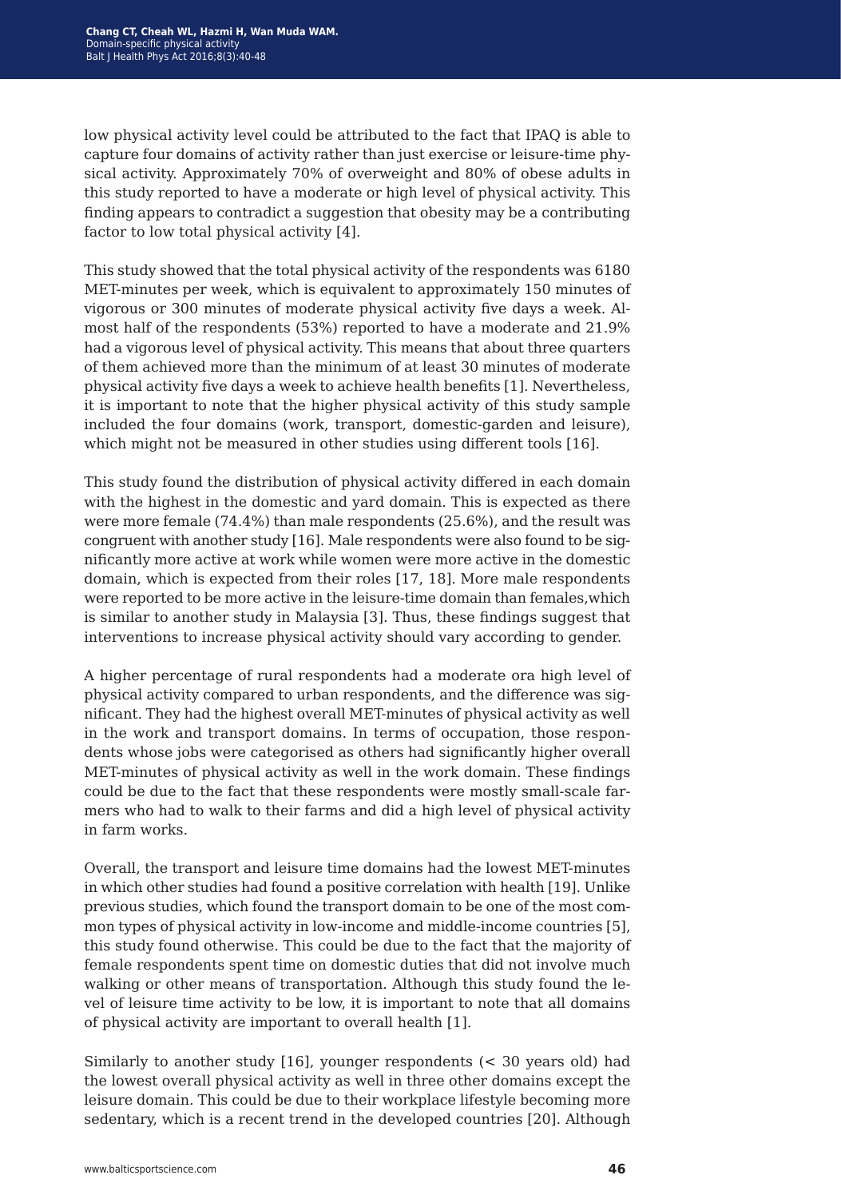low physical activity level could be attributed to the fact that IPAQ is able to capture four domains of activity rather than just exercise or leisure-time physical activity. Approximately 70% of overweight and 80% of obese adults in this study reported to have a moderate or high level of physical activity. This finding appears to contradict a suggestion that obesity may be a contributing factor to low total physical activity [4].

This study showed that the total physical activity of the respondents was 6180 MET-minutes per week, which is equivalent to approximately 150 minutes of vigorous or 300 minutes of moderate physical activity five days a week. Almost half of the respondents (53%) reported to have a moderate and 21.9% had a vigorous level of physical activity. This means that about three quarters of them achieved more than the minimum of at least 30 minutes of moderate physical activity five days a week to achieve health benefits [1]. Nevertheless, it is important to note that the higher physical activity of this study sample included the four domains (work, transport, domestic-garden and leisure), which might not be measured in other studies using different tools [16].

This study found the distribution of physical activity differed in each domain with the highest in the domestic and yard domain. This is expected as there were more female (74.4%) than male respondents (25.6%), and the result was congruent with another study [16]. Male respondents were also found to be significantly more active at work while women were more active in the domestic domain, which is expected from their roles [17, 18]. More male respondents were reported to be more active in the leisure-time domain than females,which is similar to another study in Malaysia [3]. Thus, these findings suggest that interventions to increase physical activity should vary according to gender.

A higher percentage of rural respondents had a moderate ora high level of physical activity compared to urban respondents, and the difference was significant. They had the highest overall MET-minutes of physical activity as well in the work and transport domains. In terms of occupation, those respondents whose jobs were categorised as others had significantly higher overall MET-minutes of physical activity as well in the work domain. These findings could be due to the fact that these respondents were mostly small-scale farmers who had to walk to their farms and did a high level of physical activity in farm works.

Overall, the transport and leisure time domains had the lowest MET-minutes in which other studies had found a positive correlation with health [19]. Unlike previous studies, which found the transport domain to be one of the most common types of physical activity in low-income and middle-income countries [5], this study found otherwise. This could be due to the fact that the majority of female respondents spent time on domestic duties that did not involve much walking or other means of transportation. Although this study found the level of leisure time activity to be low, it is important to note that all domains of physical activity are important to overall health [1].

Similarly to another study [16], younger respondents (< 30 years old) had the lowest overall physical activity as well in three other domains except the leisure domain. This could be due to their workplace lifestyle becoming more sedentary, which is a recent trend in the developed countries [20]. Although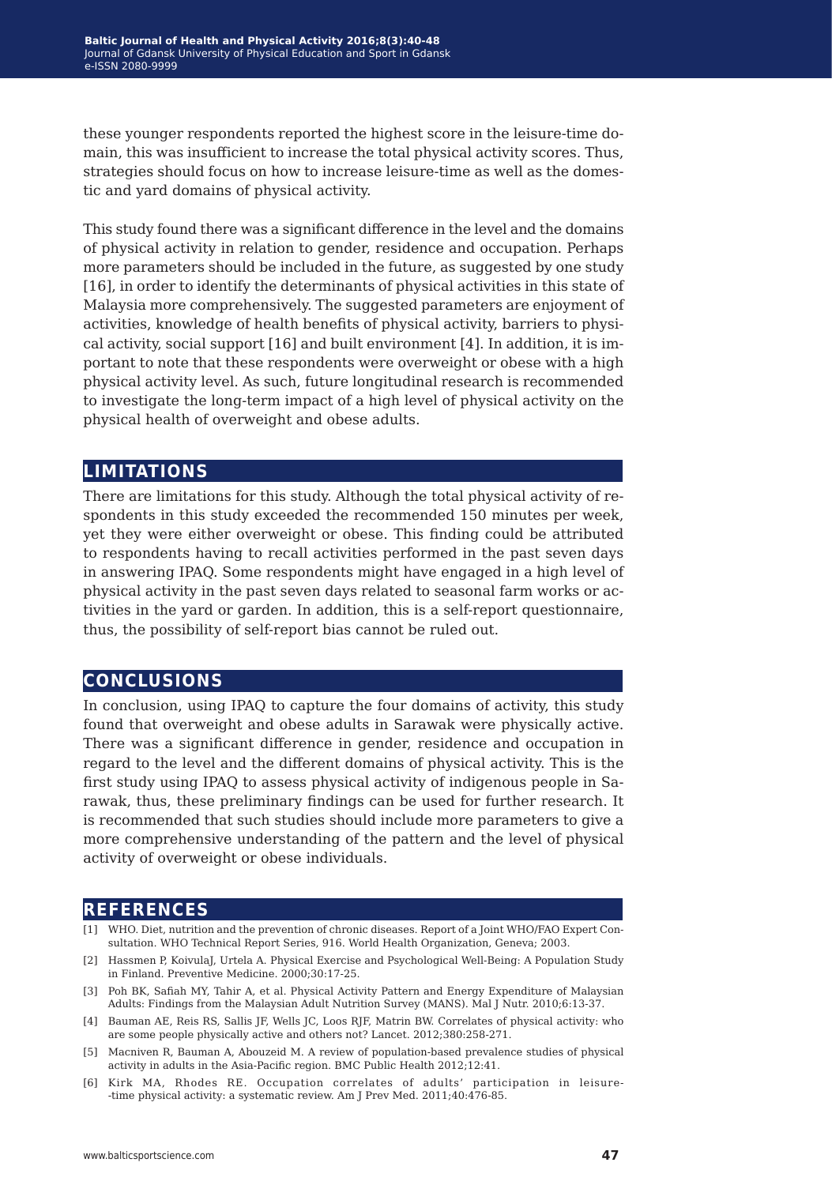these younger respondents reported the highest score in the leisure-time domain, this was insufficient to increase the total physical activity scores. Thus, strategies should focus on how to increase leisure-time as well as the domestic and yard domains of physical activity.

This study found there was a significant difference in the level and the domains of physical activity in relation to gender, residence and occupation. Perhaps more parameters should be included in the future, as suggested by one study [16], in order to identify the determinants of physical activities in this state of Malaysia more comprehensively. The suggested parameters are enjoyment of activities, knowledge of health benefits of physical activity, barriers to physical activity, social support [16] and built environment [4]. In addition, it is important to note that these respondents were overweight or obese with a high physical activity level. As such, future longitudinal research is recommended to investigate the long-term impact of a high level of physical activity on the physical health of overweight and obese adults.

## LIMITATIONS

There are limitations for this study. Although the total physical activity of respondents in this study exceeded the recommended 150 minutes per week, yet they were either overweight or obese. This finding could be attributed to respondents having to recall activities performed in the past seven days in answering IPAQ. Some respondents might have engaged in a high level of physical activity in the past seven days related to seasonal farm works or activities in the yard or garden. In addition, this is a self-report questionnaire, thus, the possibility of self-report bias cannot be ruled out.

## CONCLUSIONS

In conclusion, using IPAQ to capture the four domains of activity, this study found that overweight and obese adults in Sarawak were physically active. There was a significant difference in gender, residence and occupation in regard to the level and the different domains of physical activity. This is the first study using IPAQ to assess physical activity of indigenous people in Sarawak, thus, these preliminary findings can be used for further research. It is recommended that such studies should include more parameters to give a more comprehensive understanding of the pattern and the level of physical activity of overweight or obese individuals.

## REFERENCES

[1] WHO. Diet, nutrition and the prevention of chronic diseases. Report of a Joint WHO/FAO Expert Consultation. WHO Technical Report Series, 916. World Health Organization, Geneva; 2003.

[2] Hassmen P, KoivulaJ, Urtela A. Physical Exercise and Psychological Well-Being: A Population Study in Finland. Preventive Medicine. 2000;30:17-25.

[3] Poh BK, Safiah MY, Tahir A, et al. Physical Activity Pattern and Energy Expenditure of Malaysian Adults: Findings from the Malaysian Adult Nutrition Survey (MANS). Mal J Nutr. 2010;6:13-37.

[4] Bauman AE, Reis RS, Sallis JF, Wells JC, Loos RJF, Matrin BW. Correlates of physical activity: who are some people physically active and others not? Lancet. 2012;380:258-271.

[5] Macniven R, Bauman A, Abouzeid M. A review of population-based prevalence studies of physical activity in adults in the Asia-Pacific region. BMC Public Health 2012;12:41.

[6] Kirk MA, Rhodes RE. Occupation correlates of adults' participation in leisure--time physical activity: a systematic review. Am J Prev Med. 2011;40:476-85.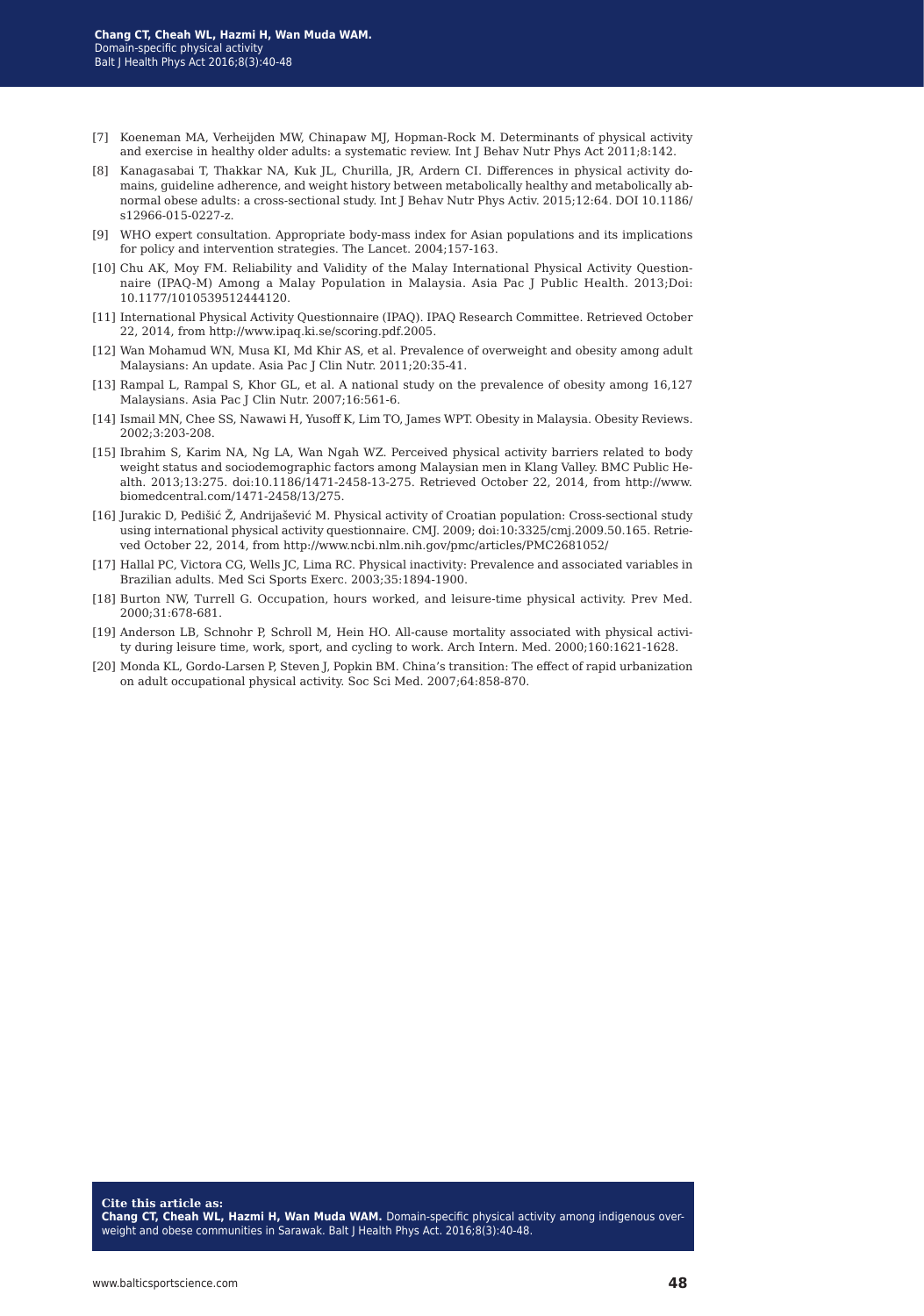[7] Koeneman MA, Verheijden MW, Chinapaw MJ, Hopman-Rock M. Determinants of physical activity and exercise in healthy older adults: a systematic review. Int J Behav Nutr Phys Act 2011;8:142.

[8] Kanagasabai T, Thakkar NA, Kuk JL, Churilla, JR, Ardern CI. Differences in physical activity domains, guideline adherence, and weight history between metabolically healthy and metabolically abnormal obese adults: a cross-sectional study. Int J Behav Nutr Phys Activ. 2015;12:64. DOI 10.1186/s12966-015-0227-z.

[9] WHO expert consultation. Appropriate body-mass index for Asian populations and its implications for policy and intervention strategies. The Lancet. 2004;157-163.

[10] Chu AK, Moy FM. Reliability and Validity of the Malay International Physical Activity Questionnaire (IPAQ-M) Among a Malay Population in Malaysia. Asia Pac J Public Health. 2013;Doi: 10.1177/1010539512444120.

[11] International Physical Activity Questionnaire (IPAQ). IPAQ Research Committee. Retrieved October 22, 2014, from http://www.ipaq.ki.se/scoring.pdf.2005.

[12] Wan Mohamud WN, Musa KI, Md Khir AS, et al. Prevalence of overweight and obesity among adult Malaysians: An update. Asia Pac J Clin Nutr. 2011;20:35-41.

[13] Rampal L, Rampal S, Khor GL, et al. A national study on the prevalence of obesity among 16,127 Malaysians. Asia Pac J Clin Nutr. 2007;16:561-6.

[14] Ismail MN, Chee SS, Nawawi H, Yusoff K, Lim TO, James WPT. Obesity in Malaysia. Obesity Reviews. 2002;3:203-208.

[15] Ibrahim S, Karim NA, Ng LA, Wan Ngah WZ. Perceived physical activity barriers related to body weight status and sociodemographic factors among Malaysian men in Klang Valley. BMC Public Health. 2013;13:275. doi:10.1186/1471-2458-13-275. Retrieved October 22, 2014, from http://www.biomedcentral.com/1471-2458/13/275.

[16] Jurakic D, Pedišić Ž, Andrijašević M. Physical activity of Croatian population: Cross-sectional study using international physical activity questionnaire. CMJ. 2009; doi:10:3325/cmj.2009.50.165. Retrieved October 22, 2014, from http://www.ncbi.nlm.nih.gov/pmc/articles/PMC2681052/

[17] Hallal PC, Victora CG, Wells JC, Lima RC. Physical inactivity: Prevalence and associated variables in Brazilian adults. Med Sci Sports Exerc. 2003;35:1894-1900.

[18] Burton NW, Turrell G. Occupation, hours worked, and leisure-time physical activity. Prev Med. 2000;31:678-681.

[19] Anderson LB, Schnohr P, Schroll M, Hein HO. All-cause mortality associated with physical activity during leisure time, work, sport, and cycling to work. Arch Intern. Med. 2000;160:1621-1628.

[20] Monda KL, Gordo-Larsen P, Steven J, Popkin BM. China's transition: The effect of rapid urbanization on adult occupational physical activity. Soc Sci Med. 2007;64:858-870.

**Cite this article as:**
**Chang CT, Cheah WL, Hazmi H, Wan Muda WAM.** Domain-specific physical activity among indigenous overweight and obese communities in Sarawak. Balt J Health Phys Act. 2016;8(3):40-48.